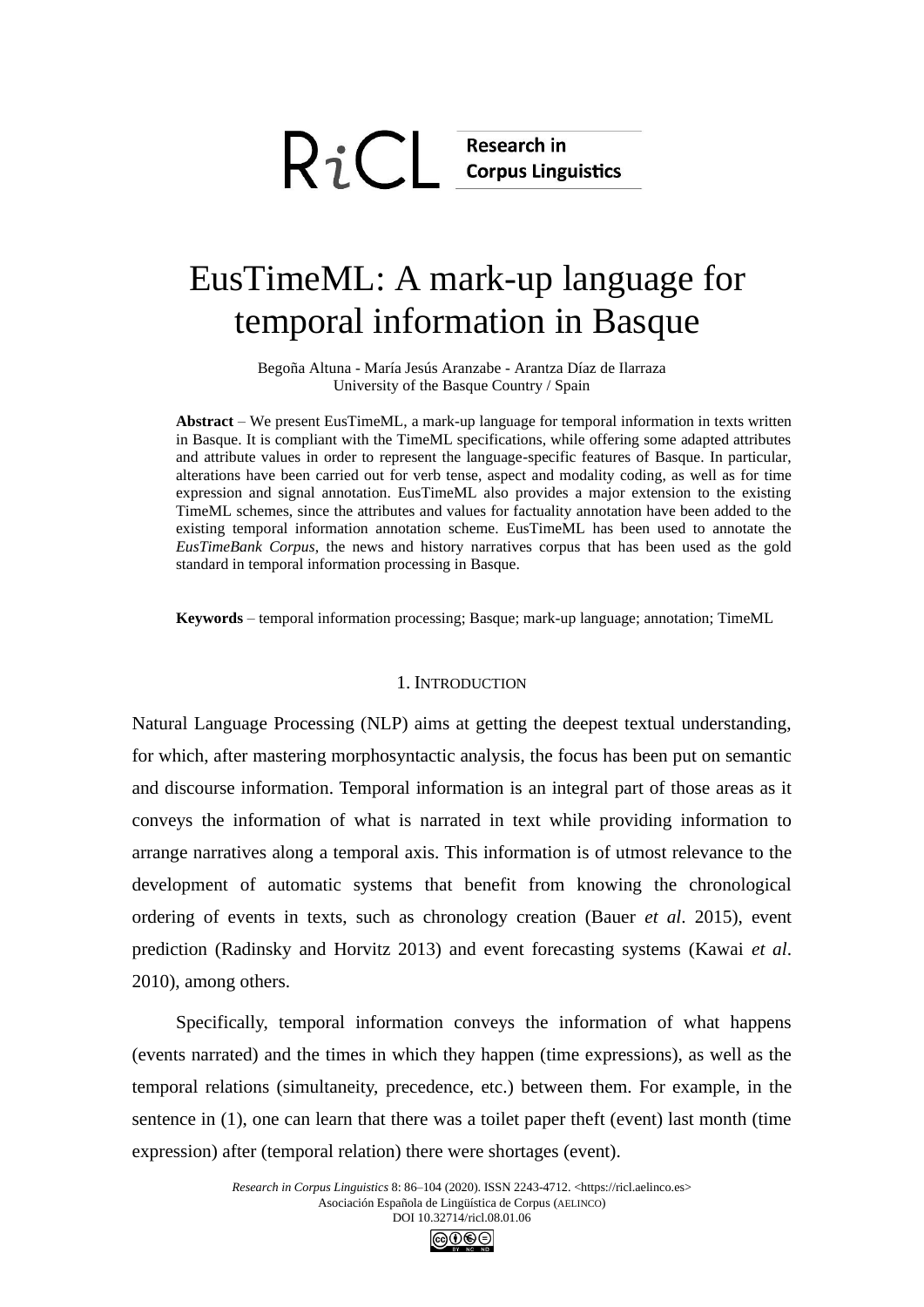# EusTimeML: A mark-up language for temporal information in Basque

Begoña Altuna - María Jesús Aranzabe - Arantza Díaz de Ilarraza
University of the Basque Country / Spain

**Abstract** – We present EusTimeML, a mark-up language for temporal information in texts written in Basque. It is compliant with the TimeML specifications, while offering some adapted attributes and attribute values in order to represent the language-specific features of Basque. In particular, alterations have been carried out for verb tense, aspect and modality coding, as well as for time expression and signal annotation. EusTimeML also provides a major extension to the existing TimeML schemes, since the attributes and values for factuality annotation have been added to the existing temporal information annotation scheme. EusTimeML has been used to annotate the *EusTimeBank Corpus*, the news and history narratives corpus that has been used as the gold standard in temporal information processing in Basque.

**Keywords** – temporal information processing; Basque; mark-up language; annotation; TimeML

## 1. Introduction

Natural Language Processing (NLP) aims at getting the deepest textual understanding, for which, after mastering morphosyntactic analysis, the focus has been put on semantic and discourse information. Temporal information is an integral part of those areas as it conveys the information of what is narrated in text while providing information to arrange narratives along a temporal axis. This information is of utmost relevance to the development of automatic systems that benefit from knowing the chronological ordering of events in texts, such as chronology creation (Bauer *et al*. 2015), event prediction (Radinsky and Horvitz 2013) and event forecasting systems (Kawai *et al*. 2010), among others.

Specifically, temporal information conveys the information of what happens (events narrated) and the times in which they happen (time expressions), as well as the temporal relations (simultaneity, precedence, etc.) between them. For example, in the sentence in (1), one can learn that there was a toilet paper theft (event) last month (time expression) after (temporal relation) there were shortages (event).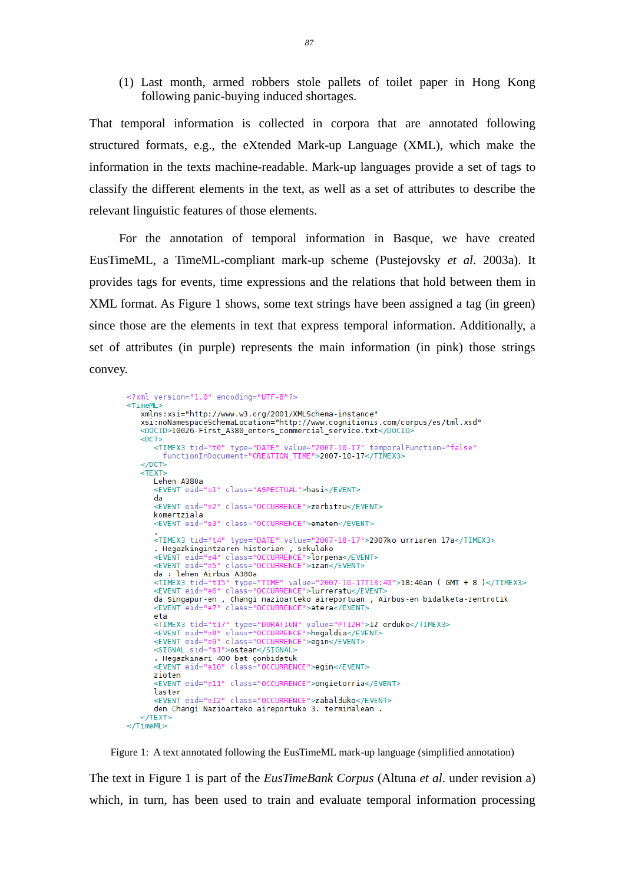(1) Last month, armed robbers stole pallets of toilet paper in Hong Kong following panic-buying induced shortages.

That temporal information is collected in corpora that are annotated following structured formats, e.g., the eXtended Mark-up Language (XML), which make the information in the texts machine-readable. Mark-up languages provide a set of tags to classify the different elements in the text, as well as a set of attributes to describe the relevant linguistic features of those elements.

For the annotation of temporal information in Basque, we have created EusTimeML, a TimeML-compliant mark-up scheme (Pustejovsky *et al*. 2003a). It provides tags for events, time expressions and the relations that hold between them in XML format. As Figure 1 shows, some text strings have been assigned a tag (in green) since those are the elements in text that express temporal information. Additionally, a set of attributes (in purple) represents the main information (in pink) those strings convey.

```
<?xml version="1.0" encoding="UTF-8"?>
<TimeML>
   xmlns:xsi="http://www.w3.org/2001/XMLSchema-instance"
   xsi:noNamespaceSchemaLocation="http://www.cognitionis.com/corpus/es/tml.xsd"
   <DOCID>10026-First_A380_enters_commercial_service.txt</DOCID>
   <DCT>
      <TIMEX3 tid="t0" type="DATE" value="2007-10-17" temporalFunction="false"
        functionInDocument="CREATION_TIME">2007-10-17</TIMEX3>
   </DCT>
   <TEXT>
      Lehen A380a
      <EVENT eid="e1" class="ASPECTUAL">hasi</EVENT>
      da
      <EVENT eid="e2" class="OCCURRENCE">zerbitzu</EVENT>
      komertziala
      <EVENT eid="e3" class="OCCURRENCE">ematen</EVENT>
      .
      <TIMEX3 tid="t4" type="DATE" value="2007-10-17">2007ko urriaren 17a</TIMEX3>
      . Hegazkingintzaren historian , sekulako
      <EVENT eid="e4" class="OCCURRENCE">lorpena</EVENT>
      <EVENT eid="e5" class="OCCURRENCE">izan</EVENT>
      da : lehen Airbus A380a
      <TIMEX3 tid="t15" type="TIME" value="2007-10-17T18:40">18:40an ( GMT + 8 )</TIMEX3>
      <EVENT eid="e6" class="OCCURRENCE">lurreratu</EVENT>
      da Singapur-en , Changi nazioarteko aireportuan , Airbus-en bidalketa-zentrotik
      <EVENT eid="e7" class="OCCURRENCE">atera</EVENT>
      eta
      <TIMEX3 tid="t17" type="DURATION" value="PT12H">12 orduko</TIMEX3>
      <EVENT eid="e8" class="OCCURRENCE">hegaldia</EVENT>
      <EVENT eid="e9" class="OCCURRENCE">egin</EVENT>
      <SIGNAL sid="s1">ostean</SIGNAL>
      . Hegazkinari 400 bat gonbidatuk
      <EVENT eid="e10" class="OCCURRENCE">egin</EVENT>
      zioten
      <EVENT eid="e11" class="OCCURRENCE">ongietorria</EVENT>
      laster
      <EVENT eid="e12" class="OCCURRENCE">zabalduko</EVENT>
      den Changi Nazioarteko aireportuko 3. terminalean .
   </TEXT>
</TimeML>
```

Figure 1: A text annotated following the EusTimeML mark-up language (simplified annotation)

The text in Figure 1 is part of the *EusTimeBank Corpus* (Altuna *et al*. under revision a) which, in turn, has been used to train and evaluate temporal information processing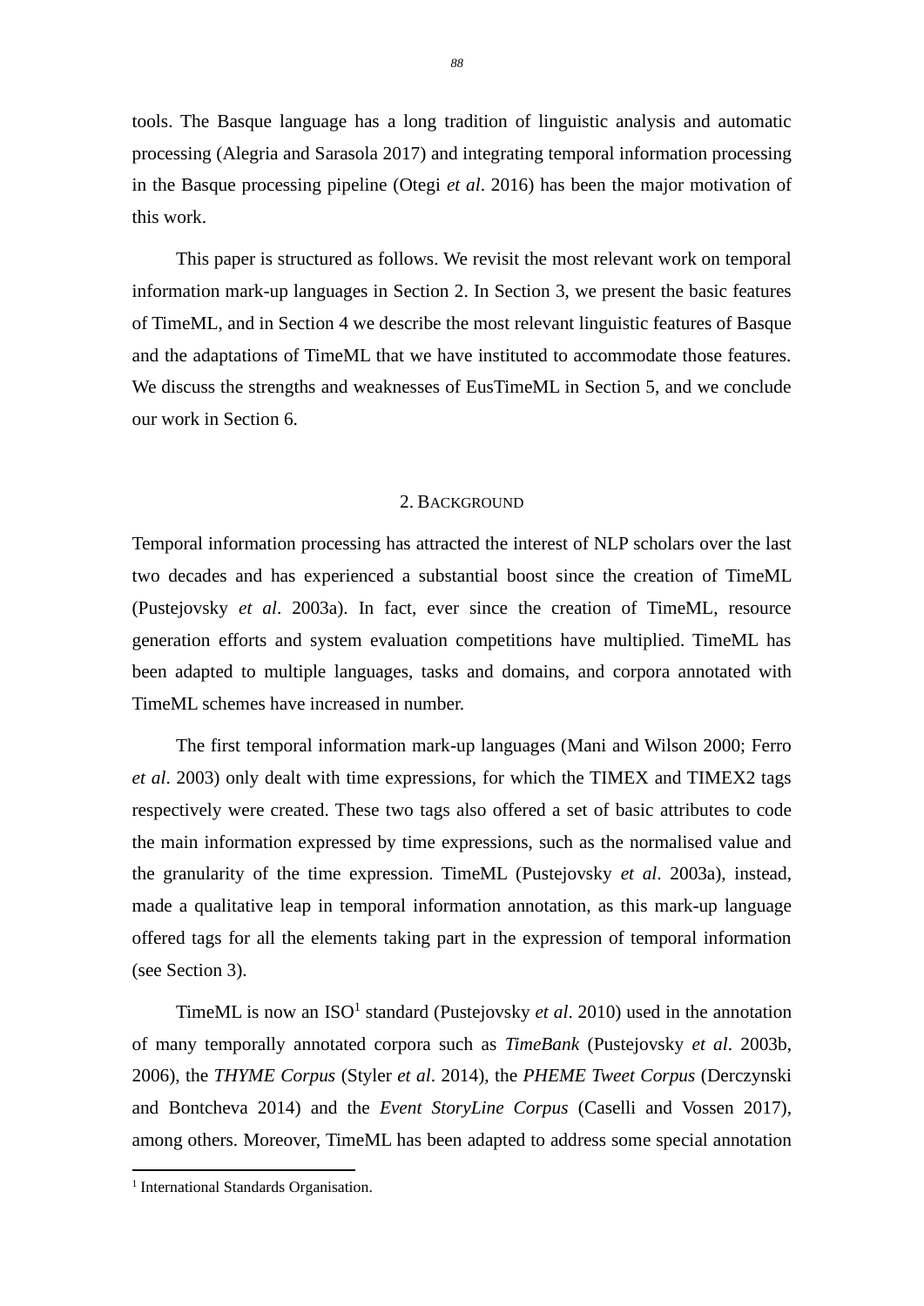tools. The Basque language has a long tradition of linguistic analysis and automatic processing (Alegria and Sarasola 2017) and integrating temporal information processing in the Basque processing pipeline (Otegi *et al*. 2016) has been the major motivation of this work.

This paper is structured as follows. We revisit the most relevant work on temporal information mark-up languages in Section 2. In Section 3, we present the basic features of TimeML, and in Section 4 we describe the most relevant linguistic features of Basque and the adaptations of TimeML that we have instituted to accommodate those features. We discuss the strengths and weaknesses of EusTimeML in Section 5, and we conclude our work in Section 6.

## 2. Background

Temporal information processing has attracted the interest of NLP scholars over the last two decades and has experienced a substantial boost since the creation of TimeML (Pustejovsky *et al*. 2003a). In fact, ever since the creation of TimeML, resource generation efforts and system evaluation competitions have multiplied. TimeML has been adapted to multiple languages, tasks and domains, and corpora annotated with TimeML schemes have increased in number.

The first temporal information mark-up languages (Mani and Wilson 2000; Ferro *et al*. 2003) only dealt with time expressions, for which the TIMEX and TIMEX2 tags respectively were created. These two tags also offered a set of basic attributes to code the main information expressed by time expressions, such as the normalised value and the granularity of the time expression. TimeML (Pustejovsky *et al*. 2003a), instead, made a qualitative leap in temporal information annotation, as this mark-up language offered tags for all the elements taking part in the expression of temporal information (see Section 3).

TimeML is now an ISO[1] standard (Pustejovsky *et al*. 2010) used in the annotation of many temporally annotated corpora such as *TimeBank* (Pustejovsky *et al*. 2003b, 2006), the *THYME Corpus* (Styler *et al*. 2014), the *PHEME Tweet Corpus* (Derczynski and Bontcheva 2014) and the *Event StoryLine Corpus* (Caselli and Vossen 2017), among others. Moreover, TimeML has been adapted to address some special annotation

[1] International Standards Organisation.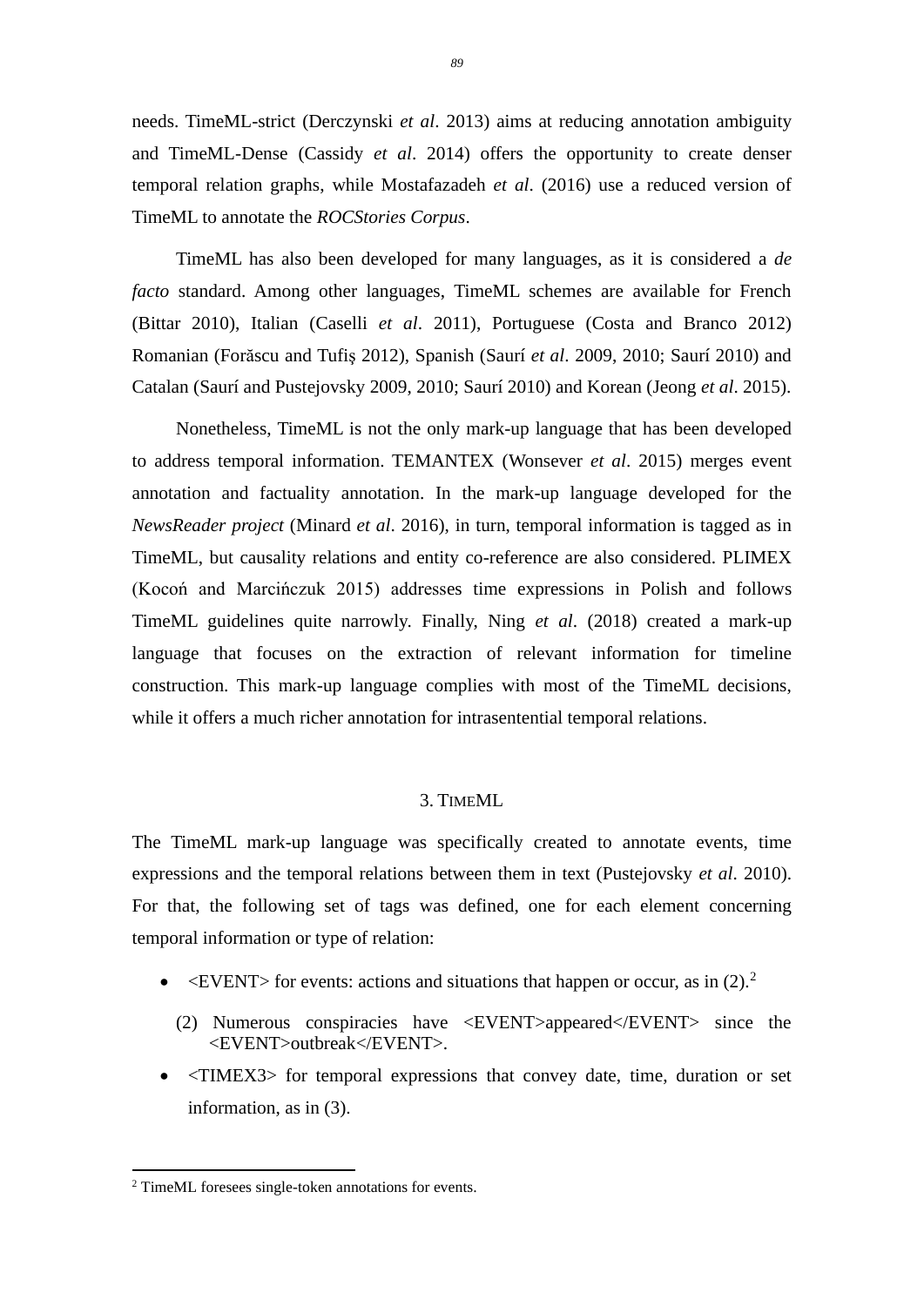needs. TimeML-strict (Derczynski *et al*. 2013) aims at reducing annotation ambiguity and TimeML-Dense (Cassidy *et al*. 2014) offers the opportunity to create denser temporal relation graphs, while Mostafazadeh *et al*. (2016) use a reduced version of TimeML to annotate the *ROCStories Corpus*.

TimeML has also been developed for many languages, as it is considered a *de facto* standard. Among other languages, TimeML schemes are available for French (Bittar 2010), Italian (Caselli *et al*. 2011), Portuguese (Costa and Branco 2012) Romanian (Forăscu and Tufiş 2012), Spanish (Saurí *et al*. 2009, 2010; Saurí 2010) and Catalan (Saurí and Pustejovsky 2009, 2010; Saurí 2010) and Korean (Jeong *et al*. 2015).

Nonetheless, TimeML is not the only mark-up language that has been developed to address temporal information. TEMANTEX (Wonsever *et al*. 2015) merges event annotation and factuality annotation. In the mark-up language developed for the *NewsReader project* (Minard *et al*. 2016), in turn, temporal information is tagged as in TimeML, but causality relations and entity co-reference are also considered. PLIMEX (Kocoń and Marcińczuk 2015) addresses time expressions in Polish and follows TimeML guidelines quite narrowly. Finally, Ning *et al*. (2018) created a mark-up language that focuses on the extraction of relevant information for timeline construction. This mark-up language complies with most of the TimeML decisions, while it offers a much richer annotation for intrasentential temporal relations.

## 3. TimeML

The TimeML mark-up language was specifically created to annotate events, time expressions and the temporal relations between them in text (Pustejovsky *et al*. 2010). For that, the following set of tags was defined, one for each element concerning temporal information or type of relation:

- <EVENT> for events: actions and situations that happen or occur, as in (2).[2]

  (2) Numerous conspiracies have <EVENT>appeared</EVENT> since the <EVENT>outbreak</EVENT>.

- <TIMEX3> for temporal expressions that convey date, time, duration or set information, as in (3).

[2] TimeML foresees single-token annotations for events.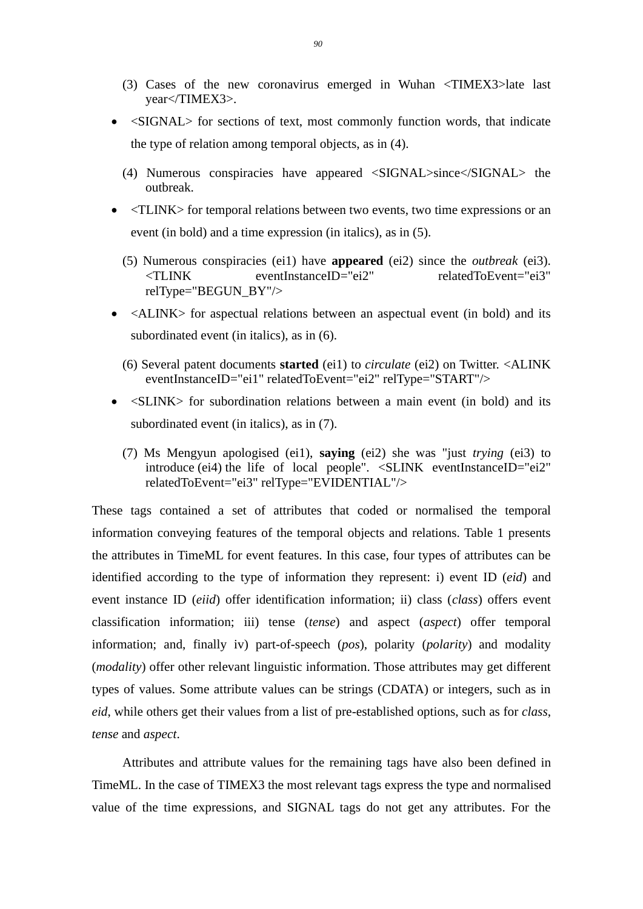(3) Cases of the new coronavirus emerged in Wuhan <TIMEX3>late last year</TIMEX3>.

- <SIGNAL> for sections of text, most commonly function words, that indicate the type of relation among temporal objects, as in (4).

(4) Numerous conspiracies have appeared <SIGNAL>since</SIGNAL> the outbreak.

- <TLINK> for temporal relations between two events, two time expressions or an event (in bold) and a time expression (in italics), as in (5).

(5) Numerous conspiracies (ei1) have **appeared** (ei2) since the *outbreak* (ei3). <TLINK eventInstanceID="ei2" relatedToEvent="ei3" relType="BEGUN_BY"/>

- <ALINK> for aspectual relations between an aspectual event (in bold) and its subordinated event (in italics), as in (6).

(6) Several patent documents **started** (ei1) to *circulate* (ei2) on Twitter. <ALINK eventInstanceID="ei1" relatedToEvent="ei2" relType="START"/>

- <SLINK> for subordination relations between a main event (in bold) and its subordinated event (in italics), as in (7).

(7) Ms Mengyun apologised (ei1), **saying** (ei2) she was "just *trying* (ei3) to introduce (ei4) the life of local people". <SLINK eventInstanceID="ei2" relatedToEvent="ei3" relType="EVIDENTIAL"/>

These tags contained a set of attributes that coded or normalised the temporal information conveying features of the temporal objects and relations. Table 1 presents the attributes in TimeML for event features. In this case, four types of attributes can be identified according to the type of information they represent: i) event ID (*eid*) and event instance ID (*eiid*) offer identification information; ii) class (*class*) offers event classification information; iii) tense (*tense*) and aspect (*aspect*) offer temporal information; and, finally iv) part-of-speech (*pos*), polarity (*polarity*) and modality (*modality*) offer other relevant linguistic information. Those attributes may get different types of values. Some attribute values can be strings (CDATA) or integers, such as in *eid*, while others get their values from a list of pre-established options, such as for *class*, *tense* and *aspect*.

Attributes and attribute values for the remaining tags have also been defined in TimeML. In the case of TIMEX3 the most relevant tags express the type and normalised value of the time expressions, and SIGNAL tags do not get any attributes. For the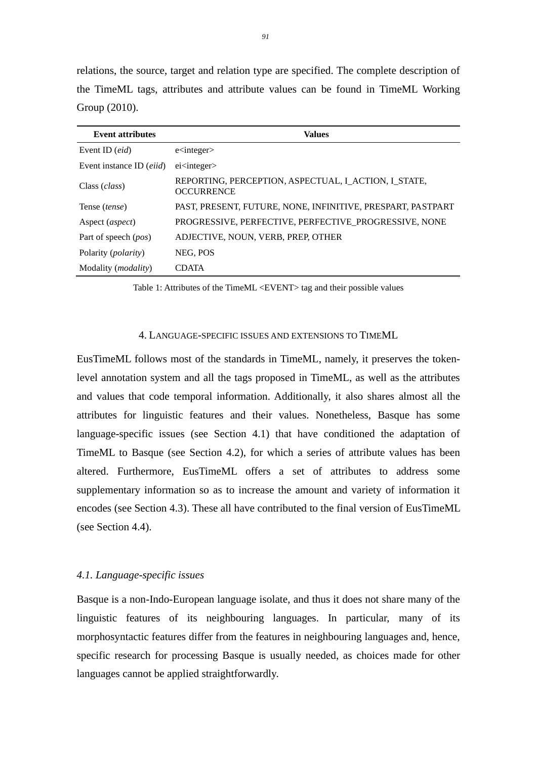relations, the source, target and relation type are specified. The complete description of the TimeML tags, attributes and attribute values can be found in TimeML Working Group (2010).

| Event attributes | Values |
|---|---|
| Event ID (*eid*) | e<integer> |
| Event instance ID (*eiid*) | ei<integer> |
| Class (*class*) | REPORTING, PERCEPTION, ASPECTUAL, I_ACTION, I_STATE, OCCURRENCE |
| Tense (*tense*) | PAST, PRESENT, FUTURE, NONE, INFINITIVE, PRESPART, PASTPART |
| Aspect (*aspect*) | PROGRESSIVE, PERFECTIVE, PERFECTIVE_PROGRESSIVE, NONE |
| Part of speech (*pos*) | ADJECTIVE, NOUN, VERB, PREP, OTHER |
| Polarity (*polarity*) | NEG, POS |
| Modality (*modality*) | CDATA |

Table 1: Attributes of the TimeML <EVENT> tag and their possible values

## 4. Language-specific issues and extensions to TimeML

EusTimeML follows most of the standards in TimeML, namely, it preserves the token-level annotation system and all the tags proposed in TimeML, as well as the attributes and values that code temporal information. Additionally, it also shares almost all the attributes for linguistic features and their values. Nonetheless, Basque has some language-specific issues (see Section 4.1) that have conditioned the adaptation of TimeML to Basque (see Section 4.2), for which a series of attribute values has been altered. Furthermore, EusTimeML offers a set of attributes to address some supplementary information so as to increase the amount and variety of information it encodes (see Section 4.3). These all have contributed to the final version of EusTimeML (see Section 4.4).

### *4.1. Language-specific issues*

Basque is a non-Indo-European language isolate, and thus it does not share many of the linguistic features of its neighbouring languages. In particular, many of its morphosyntactic features differ from the features in neighbouring languages and, hence, specific research for processing Basque is usually needed, as choices made for other languages cannot be applied straightforwardly.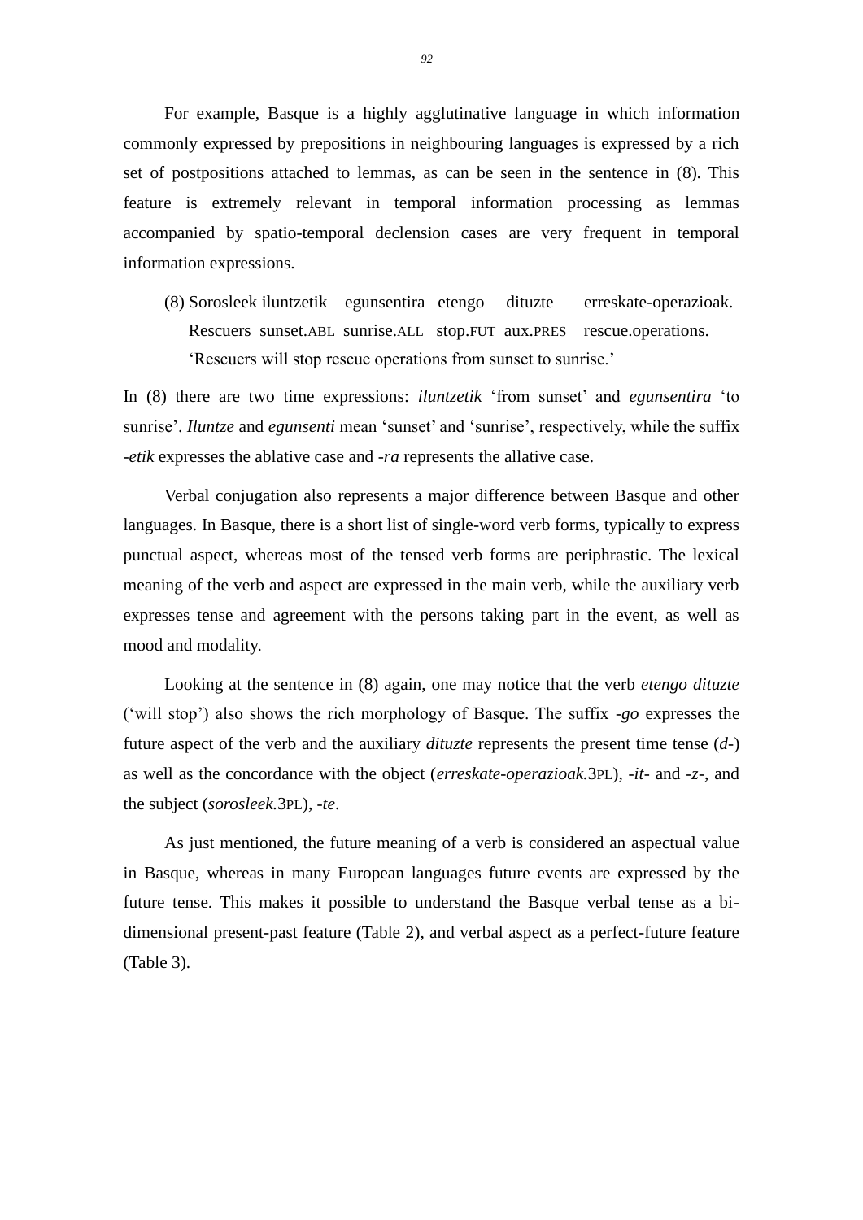For example, Basque is a highly agglutinative language in which information commonly expressed by prepositions in neighbouring languages is expressed by a rich set of postpositions attached to lemmas, as can be seen in the sentence in (8). This feature is extremely relevant in temporal information processing as lemmas accompanied by spatio-temporal declension cases are very frequent in temporal information expressions.

(8) Sorosleek iluntzetik egunsentira etengo dituzte erreskate-operazioak.
Rescuers sunset.ABL sunrise.ALL stop.FUT aux.PRES rescue.operations.
'Rescuers will stop rescue operations from sunset to sunrise.'

In (8) there are two time expressions: *iluntzetik* 'from sunset' and *egunsentira* 'to sunrise'. *Iluntze* and *egunsenti* mean 'sunset' and 'sunrise', respectively, while the suffix *-etik* expresses the ablative case and *-ra* represents the allative case.

Verbal conjugation also represents a major difference between Basque and other languages. In Basque, there is a short list of single-word verb forms, typically to express punctual aspect, whereas most of the tensed verb forms are periphrastic. The lexical meaning of the verb and aspect are expressed in the main verb, while the auxiliary verb expresses tense and agreement with the persons taking part in the event, as well as mood and modality.

Looking at the sentence in (8) again, one may notice that the verb *etengo dituzte* ('will stop') also shows the rich morphology of Basque. The suffix *-go* expresses the future aspect of the verb and the auxiliary *dituzte* represents the present time tense (*d-*) as well as the concordance with the object (*erreskate-operazioak*.3PL), *-it-* and *-z-*, and the subject (*sorosleek*.3PL), *-te*.

As just mentioned, the future meaning of a verb is considered an aspectual value in Basque, whereas in many European languages future events are expressed by the future tense. This makes it possible to understand the Basque verbal tense as a bi-dimensional present-past feature (Table 2), and verbal aspect as a perfect-future feature (Table 3).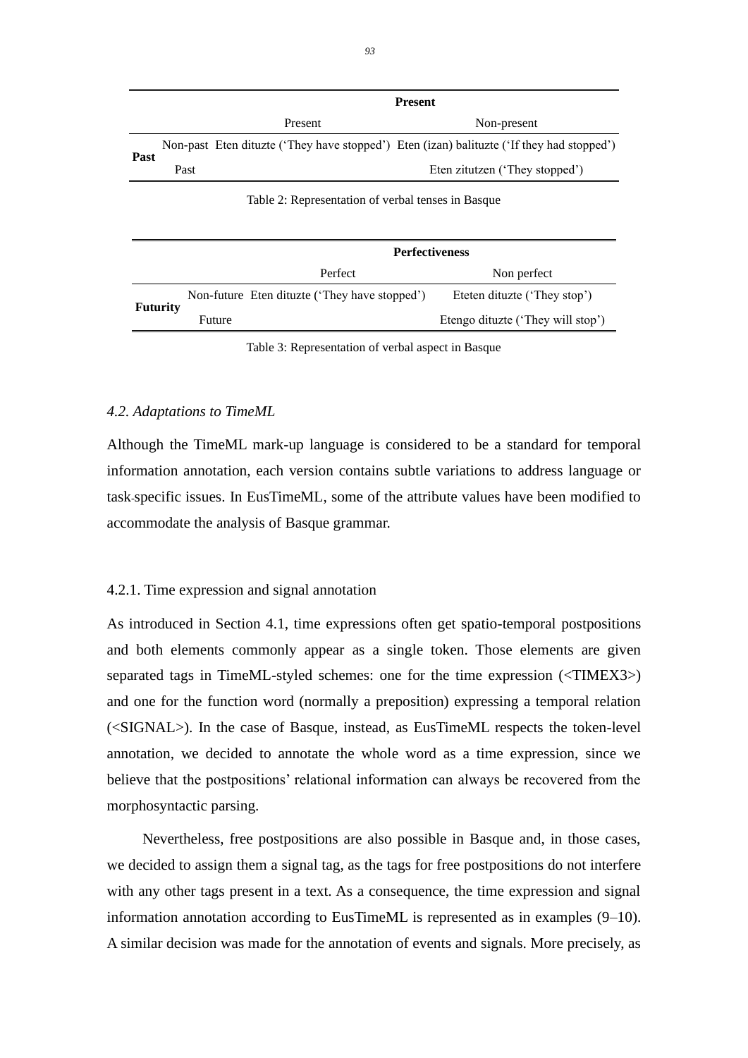| | | Present | |
|---|---|---|---|
| | | Present | Non-present |
| **Past** | Non-past | Eten dituzte ('They have stopped') | Eten (izan) balituzte ('If they had stopped') |
| | Past | | Eten zitutzen ('They stopped') |

Table 2: Representation of verbal tenses in Basque

| | | Perfectiveness | |
|---|---|---|---|
| | | Perfect | Non perfect |
| **Futurity** | Non-future | Eten dituzte ('They have stopped') | Eteten dituzte ('They stop') |
| | Future | | Etengo dituzte ('They will stop') |

Table 3: Representation of verbal aspect in Basque

### *4.2. Adaptations to TimeML*

Although the TimeML mark-up language is considered to be a standard for temporal information annotation, each version contains subtle variations to address language or task-specific issues. In EusTimeML, some of the attribute values have been modified to accommodate the analysis of Basque grammar.

#### 4.2.1. Time expression and signal annotation

As introduced in Section 4.1, time expressions often get spatio-temporal postpositions and both elements commonly appear as a single token. Those elements are given separated tags in TimeML-styled schemes: one for the time expression (<TIMEX3>) and one for the function word (normally a preposition) expressing a temporal relation (<SIGNAL>). In the case of Basque, instead, as EusTimeML respects the token-level annotation, we decided to annotate the whole word as a time expression, since we believe that the postpositions' relational information can always be recovered from the morphosyntactic parsing.

Nevertheless, free postpositions are also possible in Basque and, in those cases, we decided to assign them a signal tag, as the tags for free postpositions do not interfere with any other tags present in a text. As a consequence, the time expression and signal information annotation according to EusTimeML is represented as in examples (9–10). A similar decision was made for the annotation of events and signals. More precisely, as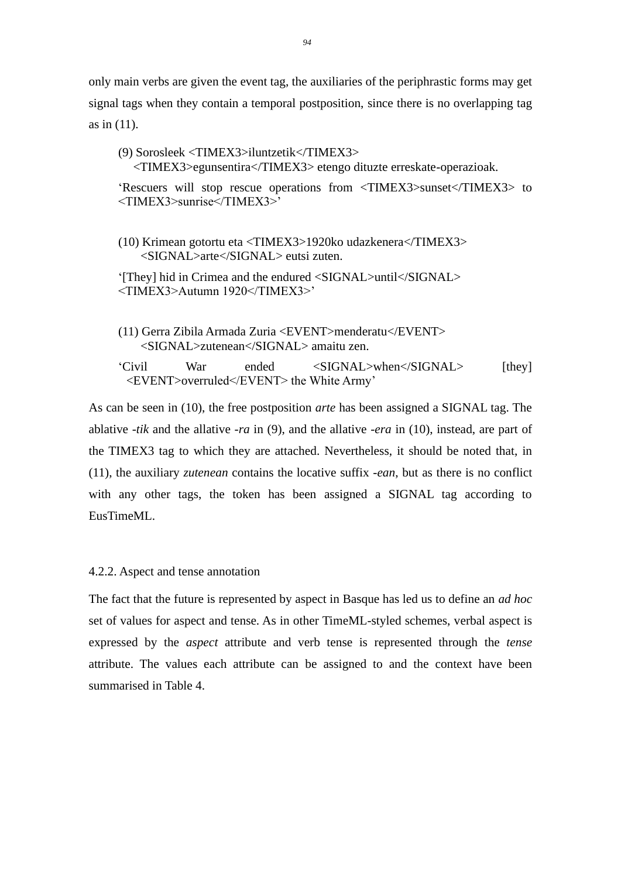only main verbs are given the event tag, the auxiliaries of the periphrastic forms may get signal tags when they contain a temporal postposition, since there is no overlapping tag as in (11).

> (9) Sorosleek <TIMEX3>iluntzetik</TIMEX3> <TIMEX3>egunsentira</TIMEX3> etengo dituzte erreskate-operazioak.
>
> 'Rescuers will stop rescue operations from <TIMEX3>sunset</TIMEX3> to <TIMEX3>sunrise</TIMEX3>'

> (10) Krimean gotortu eta <TIMEX3>1920ko udazkenera</TIMEX3> <SIGNAL>arte</SIGNAL> eutsi zuten.
>
> '[They] hid in Crimea and the endured <SIGNAL>until</SIGNAL> <TIMEX3>Autumn 1920</TIMEX3>'

> (11) Gerra Zibila Armada Zuria <EVENT>menderatu</EVENT> <SIGNAL>zutenean</SIGNAL> amaitu zen.
>
> 'Civil War ended <SIGNAL>when</SIGNAL> [they] <EVENT>overruled</EVENT> the White Army'

As can be seen in (10), the free postposition *arte* has been assigned a SIGNAL tag. The ablative *-tik* and the allative *-ra* in (9), and the allative *-era* in (10), instead, are part of the TIMEX3 tag to which they are attached. Nevertheless, it should be noted that, in (11), the auxiliary *zutenean* contains the locative suffix *-ean*, but as there is no conflict with any other tags, the token has been assigned a SIGNAL tag according to EusTimeML.

#### 4.2.2. Aspect and tense annotation

The fact that the future is represented by aspect in Basque has led us to define an *ad hoc* set of values for aspect and tense. As in other TimeML-styled schemes, verbal aspect is expressed by the *aspect* attribute and verb tense is represented through the *tense* attribute. The values each attribute can be assigned to and the context have been summarised in Table 4.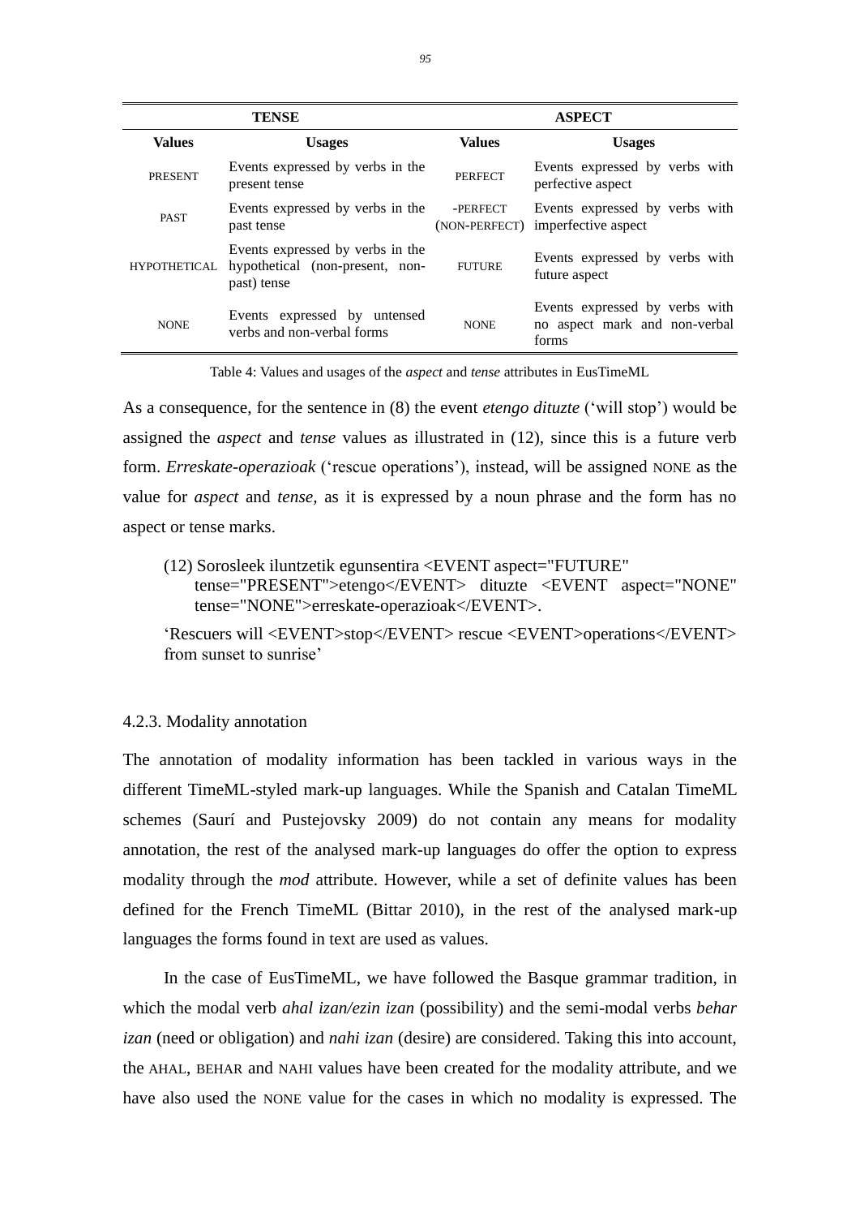| TENSE | | ASPECT | |
|---|---|---|---|
| **Values** | **Usages** | **Values** | **Usages** |
| PRESENT | Events expressed by verbs in the present tense | PERFECT | Events expressed by verbs with perfective aspect |
| PAST | Events expressed by verbs in the past tense | -PERFECT (NON-PERFECT) | Events expressed by verbs with imperfective aspect |
| HYPOTHETICAL | Events expressed by verbs in the hypothetical (non-present, non-past) tense | FUTURE | Events expressed by verbs with future aspect |
| NONE | Events expressed by untensed verbs and non-verbal forms | NONE | Events expressed by verbs with no aspect mark and non-verbal forms |

Table 4: Values and usages of the *aspect* and *tense* attributes in EusTimeML

As a consequence, for the sentence in (8) the event *etengo dituzte* ('will stop') would be assigned the *aspect* and *tense* values as illustrated in (12), since this is a future verb form. *Erreskate-operazioak* ('rescue operations'), instead, will be assigned NONE as the value for *aspect* and *tense*, as it is expressed by a noun phrase and the form has no aspect or tense marks.

(12) Sorosleek iluntzetik egunsentira <EVENT aspect="FUTURE" tense="PRESENT">etengo</EVENT> dituzte <EVENT aspect="NONE" tense="NONE">erreskate-operazioak</EVENT>.

'Rescuers will <EVENT>stop</EVENT> rescue <EVENT>operations</EVENT> from sunset to sunrise'

#### 4.2.3. Modality annotation

The annotation of modality information has been tackled in various ways in the different TimeML-styled mark-up languages. While the Spanish and Catalan TimeML schemes (Saurí and Pustejovsky 2009) do not contain any means for modality annotation, the rest of the analysed mark-up languages do offer the option to express modality through the *mod* attribute. However, while a set of definite values has been defined for the French TimeML (Bittar 2010), in the rest of the analysed mark-up languages the forms found in text are used as values.

In the case of EusTimeML, we have followed the Basque grammar tradition, in which the modal verb *ahal izan/ezin izan* (possibility) and the semi-modal verbs *behar izan* (need or obligation) and *nahi izan* (desire) are considered. Taking this into account, the AHAL, BEHAR and NAHI values have been created for the modality attribute, and we have also used the NONE value for the cases in which no modality is expressed. The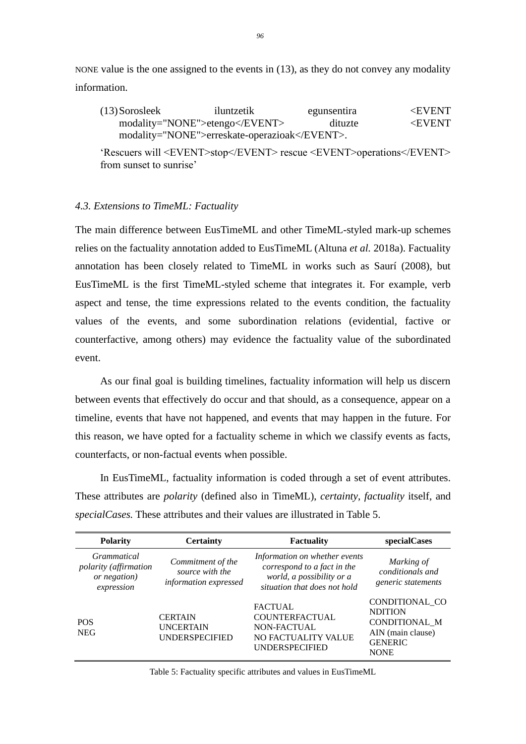NONE value is the one assigned to the events in (13), as they do not convey any modality information.

(13) Sorosleek iluntzetik egunsentira <EVENT modality="NONE">etengo</EVENT> dituzte <EVENT modality="NONE">erreskate-operazioak</EVENT>.

'Rescuers will <EVENT>stop</EVENT> rescue <EVENT>operations</EVENT> from sunset to sunrise'

### *4.3. Extensions to TimeML: Factuality*

The main difference between EusTimeML and other TimeML-styled mark-up schemes relies on the factuality annotation added to EusTimeML (Altuna *et al.* 2018a). Factuality annotation has been closely related to TimeML in works such as Saurí (2008), but EusTimeML is the first TimeML-styled scheme that integrates it. For example, verb aspect and tense, the time expressions related to the events condition, the factuality values of the events, and some subordination relations (evidential, factive or counterfactive, among others) may evidence the factuality value of the subordinated event.

As our final goal is building timelines, factuality information will help us discern between events that effectively do occur and that should, as a consequence, appear on a timeline, events that have not happened, and events that may happen in the future. For this reason, we have opted for a factuality scheme in which we classify events as facts, counterfacts, or non-factual events when possible.

In EusTimeML, factuality information is coded through a set of event attributes. These attributes are *polarity* (defined also in TimeML), *certainty*, *factuality* itself, and *specialCases.* These attributes and their values are illustrated in Table 5.

| **Polarity** | **Certainty** | **Factuality** | **specialCases** |
|---|---|---|---|
| *Grammatical polarity (affirmation or negation) expression* | *Commitment of the source with the information expressed* | *Information on whether events correspond to a fact in the world, a possibility or a situation that does not hold* | *Marking of conditionals and generic statements* |
| POS<br>NEG | CERTAIN<br>UNCERTAIN<br>UNDERSPECIFIED | FACTUAL<br>COUNTERFACTUAL<br>NON-FACTUAL<br>NO FACTUALITY VALUE<br>UNDERSPECIFIED | CONDITIONAL_CONDITION<br>CONDITIONAL_MAIN (main clause)<br>GENERIC<br>NONE |

Table 5: Factuality specific attributes and values in EusTimeML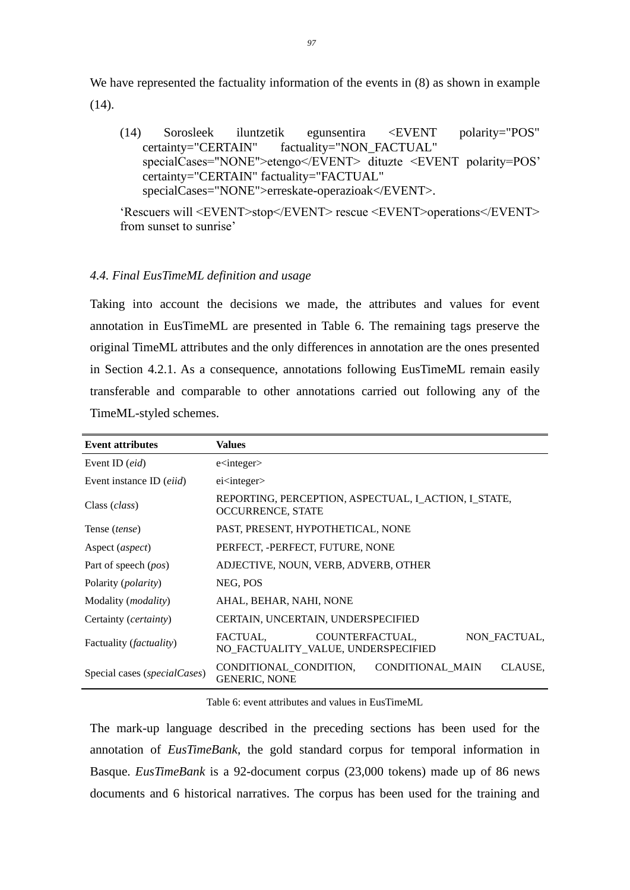We have represented the factuality information of the events in (8) as shown in example (14).

(14) Sorosleek iluntzetik egunsentira <EVENT polarity="POS" certainty="CERTAIN" factuality="NON_FACTUAL" specialCases="NONE">etengo</EVENT> dituzte <EVENT polarity=POS' certainty="CERTAIN" factuality="FACTUAL" specialCases="NONE">erreskate-operazioak</EVENT>.

'Rescuers will <EVENT>stop</EVENT> rescue <EVENT>operations</EVENT> from sunset to sunrise'

### *4.4. Final EusTimeML definition and usage*

Taking into account the decisions we made, the attributes and values for event annotation in EusTimeML are presented in Table 6. The remaining tags preserve the original TimeML attributes and the only differences in annotation are the ones presented in Section 4.2.1. As a consequence, annotations following EusTimeML remain easily transferable and comparable to other annotations carried out following any of the TimeML-styled schemes.

| **Event attributes** | **Values** |
|---|---|
| Event ID (*eid*) | e<integer> |
| Event instance ID (*eiid*) | ei<integer> |
| Class (*class*) | REPORTING, PERCEPTION, ASPECTUAL, I_ACTION, I_STATE, OCCURRENCE, STATE |
| Tense (*tense*) | PAST, PRESENT, HYPOTHETICAL, NONE |
| Aspect (*aspect*) | PERFECT, -PERFECT, FUTURE, NONE |
| Part of speech (*pos*) | ADJECTIVE, NOUN, VERB, ADVERB, OTHER |
| Polarity (*polarity*) | NEG, POS |
| Modality (*modality*) | AHAL, BEHAR, NAHI, NONE |
| Certainty (*certainty*) | CERTAIN, UNCERTAIN, UNDERSPECIFIED |
| Factuality (*factuality*) | FACTUAL, COUNTERFACTUAL, NON_FACTUAL, NO_FACTUALITY_VALUE, UNDERSPECIFIED |
| Special cases (*specialCases*) | CONDITIONAL_CONDITION, CONDITIONAL_MAIN CLAUSE, GENERIC, NONE |

Table 6: event attributes and values in EusTimeML

The mark-up language described in the preceding sections has been used for the annotation of *EusTimeBank*, the gold standard corpus for temporal information in Basque. *EusTimeBank* is a 92-document corpus (23,000 tokens) made up of 86 news documents and 6 historical narratives. The corpus has been used for the training and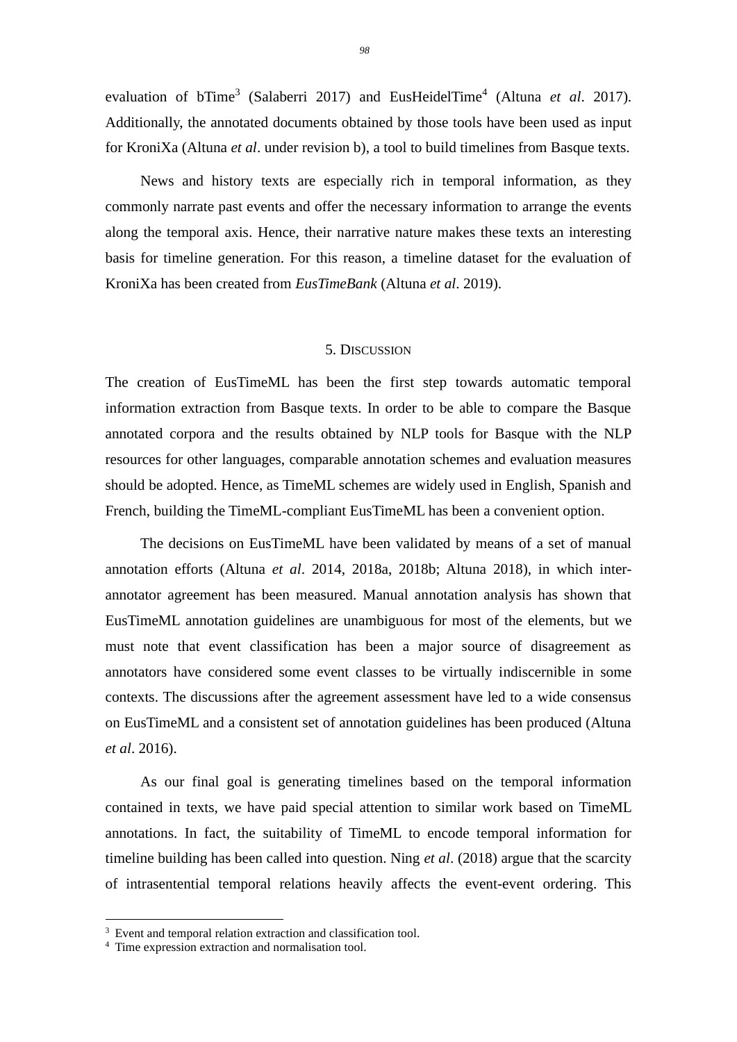evaluation of bTime[3] (Salaberri 2017) and EusHeidelTime[4] (Altuna *et al*. 2017). Additionally, the annotated documents obtained by those tools have been used as input for KroniXa (Altuna *et al*. under revision b), a tool to build timelines from Basque texts.

News and history texts are especially rich in temporal information, as they commonly narrate past events and offer the necessary information to arrange the events along the temporal axis. Hence, their narrative nature makes these texts an interesting basis for timeline generation. For this reason, a timeline dataset for the evaluation of KroniXa has been created from *EusTimeBank* (Altuna *et al*. 2019).

## 5. Discussion

The creation of EusTimeML has been the first step towards automatic temporal information extraction from Basque texts. In order to be able to compare the Basque annotated corpora and the results obtained by NLP tools for Basque with the NLP resources for other languages, comparable annotation schemes and evaluation measures should be adopted. Hence, as TimeML schemes are widely used in English, Spanish and French, building the TimeML-compliant EusTimeML has been a convenient option.

The decisions on EusTimeML have been validated by means of a set of manual annotation efforts (Altuna *et al*. 2014, 2018a, 2018b; Altuna 2018), in which inter-annotator agreement has been measured. Manual annotation analysis has shown that EusTimeML annotation guidelines are unambiguous for most of the elements, but we must note that event classification has been a major source of disagreement as annotators have considered some event classes to be virtually indiscernible in some contexts. The discussions after the agreement assessment have led to a wide consensus on EusTimeML and a consistent set of annotation guidelines has been produced (Altuna *et al*. 2016).

As our final goal is generating timelines based on the temporal information contained in texts, we have paid special attention to similar work based on TimeML annotations. In fact, the suitability of TimeML to encode temporal information for timeline building has been called into question. Ning *et al*. (2018) argue that the scarcity of intrasentential temporal relations heavily affects the event-event ordering. This

---

[3] Event and temporal relation extraction and classification tool.
[4] Time expression extraction and normalisation tool.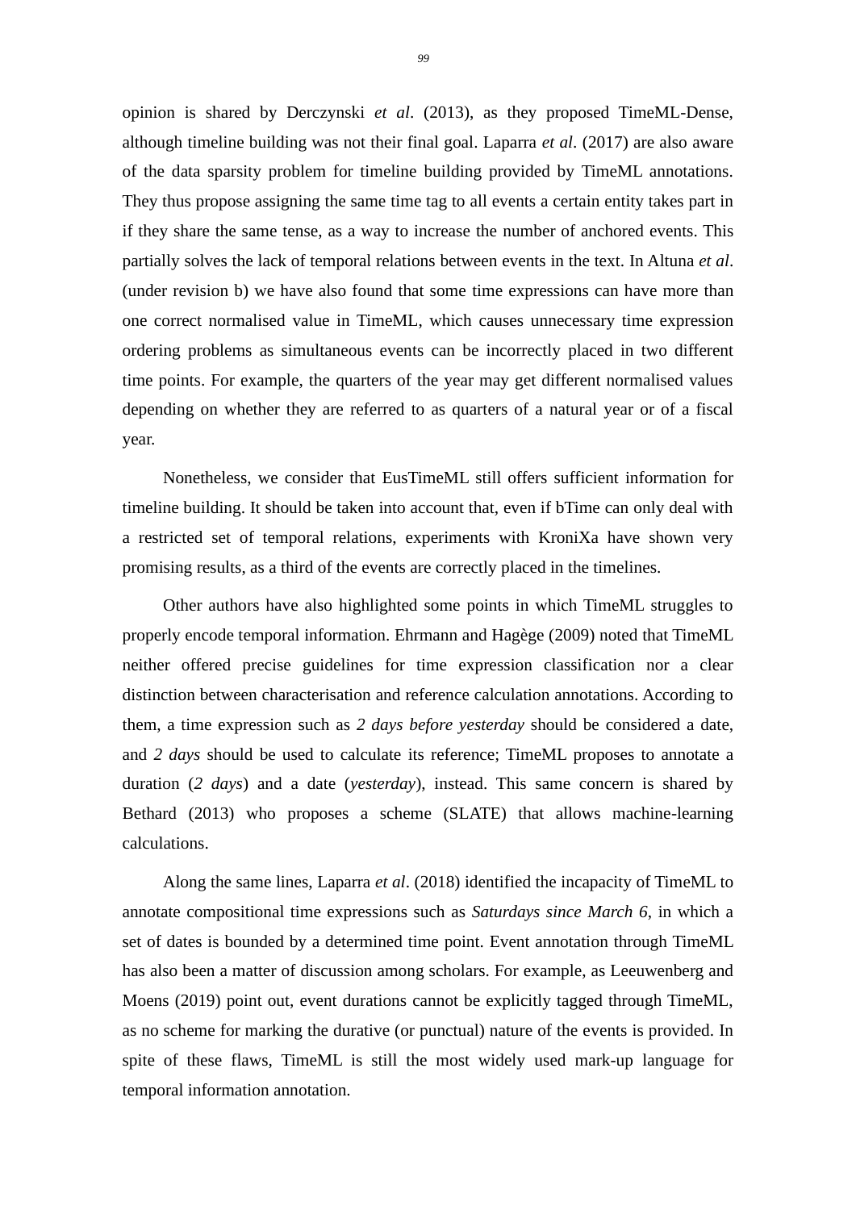opinion is shared by Derczynski *et al*. (2013), as they proposed TimeML-Dense, although timeline building was not their final goal. Laparra *et al*. (2017) are also aware of the data sparsity problem for timeline building provided by TimeML annotations. They thus propose assigning the same time tag to all events a certain entity takes part in if they share the same tense, as a way to increase the number of anchored events. This partially solves the lack of temporal relations between events in the text. In Altuna *et al*. (under revision b) we have also found that some time expressions can have more than one correct normalised value in TimeML, which causes unnecessary time expression ordering problems as simultaneous events can be incorrectly placed in two different time points. For example, the quarters of the year may get different normalised values depending on whether they are referred to as quarters of a natural year or of a fiscal year.

Nonetheless, we consider that EusTimeML still offers sufficient information for timeline building. It should be taken into account that, even if bTime can only deal with a restricted set of temporal relations, experiments with KroniXa have shown very promising results, as a third of the events are correctly placed in the timelines.

Other authors have also highlighted some points in which TimeML struggles to properly encode temporal information. Ehrmann and Hagège (2009) noted that TimeML neither offered precise guidelines for time expression classification nor a clear distinction between characterisation and reference calculation annotations. According to them, a time expression such as *2 days before yesterday* should be considered a date, and *2 days* should be used to calculate its reference; TimeML proposes to annotate a duration (*2 days*) and a date (*yesterday*), instead. This same concern is shared by Bethard (2013) who proposes a scheme (SLATE) that allows machine-learning calculations.

Along the same lines, Laparra *et al*. (2018) identified the incapacity of TimeML to annotate compositional time expressions such as *Saturdays since March 6*, in which a set of dates is bounded by a determined time point. Event annotation through TimeML has also been a matter of discussion among scholars. For example, as Leeuwenberg and Moens (2019) point out, event durations cannot be explicitly tagged through TimeML, as no scheme for marking the durative (or punctual) nature of the events is provided. In spite of these flaws, TimeML is still the most widely used mark-up language for temporal information annotation.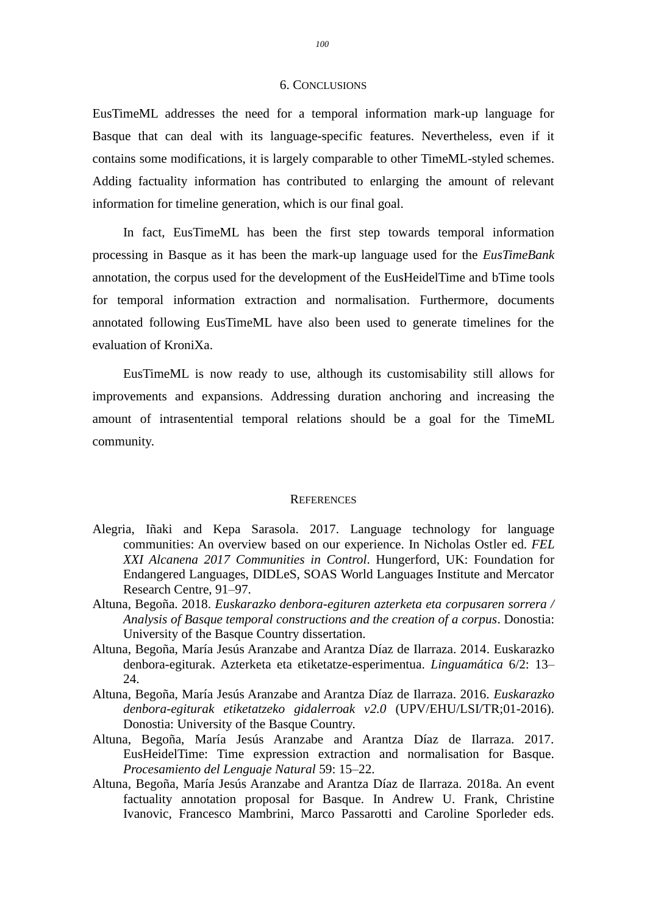## 6. Conclusions

EusTimeML addresses the need for a temporal information mark-up language for Basque that can deal with its language-specific features. Nevertheless, even if it contains some modifications, it is largely comparable to other TimeML-styled schemes. Adding factuality information has contributed to enlarging the amount of relevant information for timeline generation, which is our final goal.

In fact, EusTimeML has been the first step towards temporal information processing in Basque as it has been the mark-up language used for the *EusTimeBank* annotation, the corpus used for the development of the EusHeidelTime and bTime tools for temporal information extraction and normalisation. Furthermore, documents annotated following EusTimeML have also been used to generate timelines for the evaluation of KroniXa.

EusTimeML is now ready to use, although its customisability still allows for improvements and expansions. Addressing duration anchoring and increasing the amount of intrasentential temporal relations should be a goal for the TimeML community.

## References

Alegria, Iñaki and Kepa Sarasola. 2017. Language technology for language communities: An overview based on our experience. In Nicholas Ostler ed. *FEL XXI Alcanena 2017 Communities in Control*. Hungerford, UK: Foundation for Endangered Languages, DIDLeS, SOAS World Languages Institute and Mercator Research Centre, 91–97.

Altuna, Begoña. 2018. *Euskarazko denbora-egituren azterketa eta corpusaren sorrera / Analysis of Basque temporal constructions and the creation of a corpus*. Donostia: University of the Basque Country dissertation.

Altuna, Begoña, María Jesús Aranzabe and Arantza Díaz de Ilarraza. 2014. Euskarazko denbora-egiturak. Azterketa eta etiketatze-esperimentua. *Linguamática* 6/2: 13–24.

Altuna, Begoña, María Jesús Aranzabe and Arantza Díaz de Ilarraza. 2016. *Euskarazko denbora-egiturak etiketatzeko gidalerroak v2.0* (UPV/EHU/LSI/TR;01-2016). Donostia: University of the Basque Country.

Altuna, Begoña, María Jesús Aranzabe and Arantza Díaz de Ilarraza. 2017. EusHeidelTime: Time expression extraction and normalisation for Basque. *Procesamiento del Lenguaje Natural* 59: 15–22.

Altuna, Begoña, María Jesús Aranzabe and Arantza Díaz de Ilarraza. 2018a. An event factuality annotation proposal for Basque. In Andrew U. Frank, Christine Ivanovic, Francesco Mambrini, Marco Passarotti and Caroline Sporleder eds.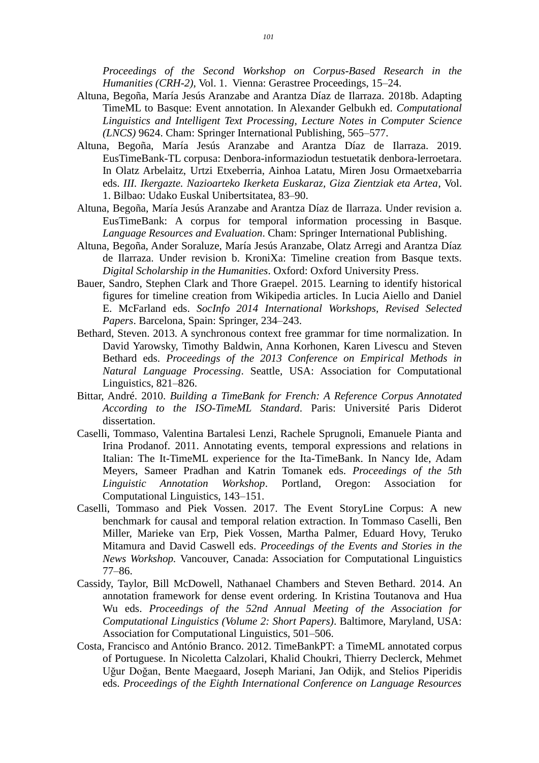*Proceedings of the Second Workshop on Corpus-Based Research in the Humanities (CRH-2)*, Vol. 1. Vienna: Gerastree Proceedings, 15–24.

Altuna, Begoña, María Jesús Aranzabe and Arantza Díaz de Ilarraza. 2018b. Adapting TimeML to Basque: Event annotation. In Alexander Gelbukh ed. *Computational Linguistics and Intelligent Text Processing, Lecture Notes in Computer Science (LNCS)* 9624. Cham: Springer International Publishing, 565–577.

Altuna, Begoña, María Jesús Aranzabe and Arantza Díaz de Ilarraza. 2019. EusTimeBank-TL corpusa: Denbora-informaziodun testuetatik denbora-lerroetara. In Olatz Arbelaitz, Urtzi Etxeberria, Ainhoa Latatu, Miren Josu Ormaetxebarria eds. *III. Ikergazte. Nazioarteko Ikerketa Euskaraz, Giza Zientziak eta Artea*, Vol. 1. Bilbao: Udako Euskal Unibertsitatea, 83–90.

Altuna, Begoña, María Jesús Aranzabe and Arantza Díaz de Ilarraza. Under revision a. EusTimeBank: A corpus for temporal information processing in Basque. *Language Resources and Evaluation*. Cham: Springer International Publishing.

Altuna, Begoña, Ander Soraluze, María Jesús Aranzabe, Olatz Arregi and Arantza Díaz de Ilarraza. Under revision b. KroniXa: Timeline creation from Basque texts. *Digital Scholarship in the Humanities*. Oxford: Oxford University Press.

Bauer, Sandro, Stephen Clark and Thore Graepel. 2015. Learning to identify historical figures for timeline creation from Wikipedia articles. In Lucia Aiello and Daniel E. McFarland eds. *SocInfo 2014 International Workshops, Revised Selected Papers*. Barcelona, Spain: Springer, 234–243.

Bethard, Steven. 2013. A synchronous context free grammar for time normalization. In David Yarowsky, Timothy Baldwin, Anna Korhonen, Karen Livescu and Steven Bethard eds. *Proceedings of the 2013 Conference on Empirical Methods in Natural Language Processing*. Seattle, USA: Association for Computational Linguistics, 821–826.

Bittar, André. 2010. *Building a TimeBank for French: A Reference Corpus Annotated According to the ISO-TimeML Standard*. Paris: Université Paris Diderot dissertation.

Caselli, Tommaso, Valentina Bartalesi Lenzi, Rachele Sprugnoli, Emanuele Pianta and Irina Prodanof. 2011. Annotating events, temporal expressions and relations in Italian: The It-TimeML experience for the Ita-TimeBank. In Nancy Ide, Adam Meyers, Sameer Pradhan and Katrin Tomanek eds. *Proceedings of the 5th Linguistic Annotation Workshop*. Portland, Oregon: Association for Computational Linguistics, 143–151.

Caselli, Tommaso and Piek Vossen. 2017. The Event StoryLine Corpus: A new benchmark for causal and temporal relation extraction. In Tommaso Caselli, Ben Miller, Marieke van Erp, Piek Vossen, Martha Palmer, Eduard Hovy, Teruko Mitamura and David Caswell eds. *Proceedings of the Events and Stories in the News Workshop.* Vancouver, Canada: Association for Computational Linguistics 77–86.

Cassidy, Taylor, Bill McDowell, Nathanael Chambers and Steven Bethard. 2014. An annotation framework for dense event ordering. In Kristina Toutanova and Hua Wu eds. *Proceedings of the 52nd Annual Meeting of the Association for Computational Linguistics (Volume 2: Short Papers)*. Baltimore, Maryland, USA: Association for Computational Linguistics, 501–506.

Costa, Francisco and António Branco. 2012. TimeBankPT: a TimeML annotated corpus of Portuguese. In Nicoletta Calzolari, Khalid Choukri, Thierry Declerck, Mehmet Uğur Doğan, Bente Maegaard, Joseph Mariani, Jan Odijk, and Stelios Piperidis eds. *Proceedings of the Eighth International Conference on Language Resources*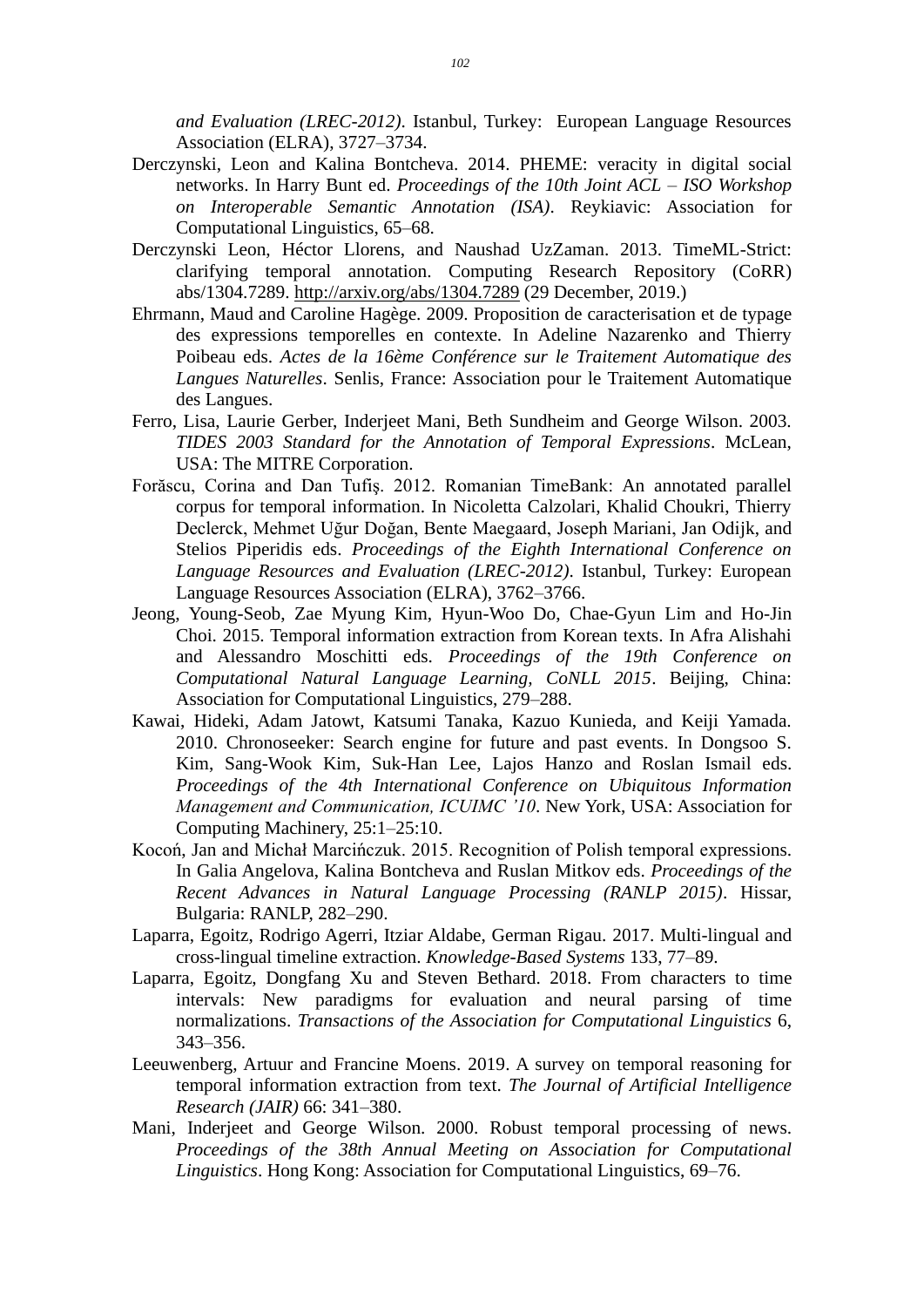*and Evaluation (LREC-2012)*. Istanbul, Turkey: European Language Resources Association (ELRA), 3727–3734.

Derczynski, Leon and Kalina Bontcheva. 2014. PHEME: veracity in digital social networks. In Harry Bunt ed. *Proceedings of the 10th Joint ACL – ISO Workshop on Interoperable Semantic Annotation (ISA)*. Reykiavic: Association for Computational Linguistics, 65–68.

Derczynski Leon, Héctor Llorens, and Naushad UzZaman. 2013. TimeML-Strict: clarifying temporal annotation. Computing Research Repository (CoRR) abs/1304.7289. http://arxiv.org/abs/1304.7289 (29 December, 2019.)

Ehrmann, Maud and Caroline Hagège. 2009. Proposition de caracterisation et de typage des expressions temporelles en contexte. In Adeline Nazarenko and Thierry Poibeau eds. *Actes de la 16ème Conférence sur le Traitement Automatique des Langues Naturelles*. Senlis, France: Association pour le Traitement Automatique des Langues.

Ferro, Lisa, Laurie Gerber, Inderjeet Mani, Beth Sundheim and George Wilson. 2003. *TIDES 2003 Standard for the Annotation of Temporal Expressions*. McLean, USA: The MITRE Corporation.

Forăscu, Corina and Dan Tufiş. 2012. Romanian TimeBank: An annotated parallel corpus for temporal information. In Nicoletta Calzolari, Khalid Choukri, Thierry Declerck, Mehmet Uğur Doğan, Bente Maegaard, Joseph Mariani, Jan Odijk, and Stelios Piperidis eds. *Proceedings of the Eighth International Conference on Language Resources and Evaluation (LREC-2012)*. Istanbul, Turkey: European Language Resources Association (ELRA), 3762–3766.

Jeong, Young-Seob, Zae Myung Kim, Hyun-Woo Do, Chae-Gyun Lim and Ho-Jin Choi. 2015. Temporal information extraction from Korean texts. In Afra Alishahi and Alessandro Moschitti eds. *Proceedings of the 19th Conference on Computational Natural Language Learning, CoNLL 2015*. Beijing, China: Association for Computational Linguistics, 279–288.

Kawai, Hideki, Adam Jatowt, Katsumi Tanaka, Kazuo Kunieda, and Keiji Yamada. 2010. Chronoseeker: Search engine for future and past events. In Dongsoo S. Kim, Sang-Wook Kim, Suk-Han Lee, Lajos Hanzo and Roslan Ismail eds. *Proceedings of the 4th International Conference on Ubiquitous Information Management and Communication, ICUIMC '10*. New York, USA: Association for Computing Machinery, 25:1–25:10.

Kocoń, Jan and Michał Marcińczuk. 2015. Recognition of Polish temporal expressions. In Galia Angelova, Kalina Bontcheva and Ruslan Mitkov eds. *Proceedings of the Recent Advances in Natural Language Processing (RANLP 2015)*. Hissar, Bulgaria: RANLP, 282–290.

Laparra, Egoitz, Rodrigo Agerri, Itziar Aldabe, German Rigau. 2017. Multi-lingual and cross-lingual timeline extraction. *Knowledge-Based Systems* 133, 77–89.

Laparra, Egoitz, Dongfang Xu and Steven Bethard. 2018. From characters to time intervals: New paradigms for evaluation and neural parsing of time normalizations. *Transactions of the Association for Computational Linguistics* 6, 343–356.

Leeuwenberg, Artuur and Francine Moens. 2019. A survey on temporal reasoning for temporal information extraction from text. *The Journal of Artificial Intelligence Research (JAIR)* 66: 341–380.

Mani, Inderjeet and George Wilson. 2000. Robust temporal processing of news. *Proceedings of the 38th Annual Meeting on Association for Computational Linguistics*. Hong Kong: Association for Computational Linguistics, 69–76.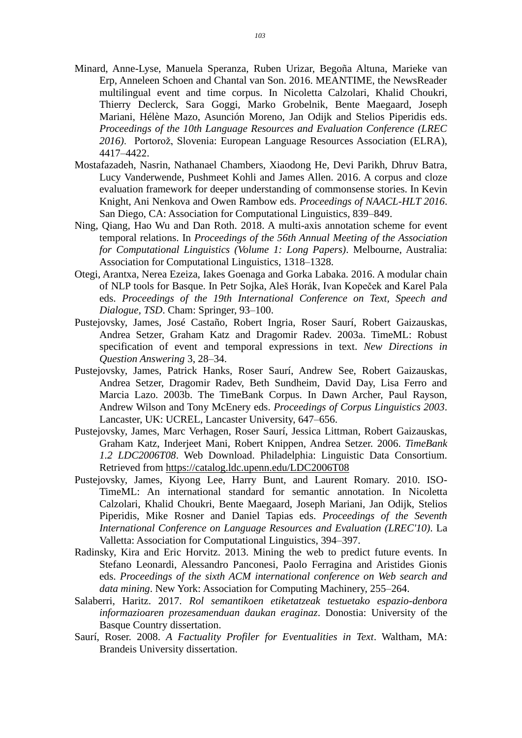Minard, Anne-Lyse, Manuela Speranza, Ruben Urizar, Begoña Altuna, Marieke van Erp, Anneleen Schoen and Chantal van Son. 2016. MEANTIME, the NewsReader multilingual event and time corpus. In Nicoletta Calzolari, Khalid Choukri, Thierry Declerck, Sara Goggi, Marko Grobelnik, Bente Maegaard, Joseph Mariani, Hélène Mazo, Asunción Moreno, Jan Odijk and Stelios Piperidis eds. *Proceedings of the 10th Language Resources and Evaluation Conference (LREC 2016)*. Portorož, Slovenia: European Language Resources Association (ELRA), 4417–4422.

Mostafazadeh, Nasrin, Nathanael Chambers, Xiaodong He, Devi Parikh, Dhruv Batra, Lucy Vanderwende, Pushmeet Kohli and James Allen. 2016. A corpus and cloze evaluation framework for deeper understanding of commonsense stories. In Kevin Knight, Ani Nenkova and Owen Rambow eds. *Proceedings of NAACL-HLT 2016*. San Diego, CA: Association for Computational Linguistics, 839–849.

Ning, Qiang, Hao Wu and Dan Roth. 2018. A multi-axis annotation scheme for event temporal relations. In *Proceedings of the 56th Annual Meeting of the Association for Computational Linguistics (Volume 1: Long Papers)*. Melbourne, Australia: Association for Computational Linguistics, 1318–1328.

Otegi, Arantxa, Nerea Ezeiza, Iakes Goenaga and Gorka Labaka. 2016. A modular chain of NLP tools for Basque. In Petr Sojka, Aleš Horák, Ivan Kopeček and Karel Pala eds. *Proceedings of the 19th International Conference on Text, Speech and Dialogue, TSD*. Cham: Springer, 93–100.

Pustejovsky, James, José Castaño, Robert Ingria, Roser Saurí, Robert Gaizauskas, Andrea Setzer, Graham Katz and Dragomir Radev. 2003a. TimeML: Robust specification of event and temporal expressions in text. *New Directions in Question Answering* 3, 28–34.

Pustejovsky, James, Patrick Hanks, Roser Saurí, Andrew See, Robert Gaizauskas, Andrea Setzer, Dragomir Radev, Beth Sundheim, David Day, Lisa Ferro and Marcia Lazo. 2003b. The TimeBank Corpus. In Dawn Archer, Paul Rayson, Andrew Wilson and Tony McEnery eds. *Proceedings of Corpus Linguistics 2003*. Lancaster, UK: UCREL, Lancaster University, 647–656.

Pustejovsky, James, Marc Verhagen, Roser Saurí, Jessica Littman, Robert Gaizauskas, Graham Katz, Inderjeet Mani, Robert Knippen, Andrea Setzer. 2006. *TimeBank 1.2 LDC2006T08*. Web Download. Philadelphia: Linguistic Data Consortium. Retrieved from https://catalog.ldc.upenn.edu/LDC2006T08

Pustejovsky, James, Kiyong Lee, Harry Bunt, and Laurent Romary. 2010. ISO-TimeML: An international standard for semantic annotation. In Nicoletta Calzolari, Khalid Choukri, Bente Maegaard, Joseph Mariani, Jan Odijk, Stelios Piperidis, Mike Rosner and Daniel Tapias eds. *Proceedings of the Seventh International Conference on Language Resources and Evaluation (LREC'10)*. La Valletta: Association for Computational Linguistics, 394–397.

Radinsky, Kira and Eric Horvitz. 2013. Mining the web to predict future events. In Stefano Leonardi, Alessandro Panconesi, Paolo Ferragina and Aristides Gionis eds. *Proceedings of the sixth ACM international conference on Web search and data mining*. New York: Association for Computing Machinery, 255–264.

Salaberri, Haritz. 2017. *Rol semantikoen etiketatzeak testuetako espazio-denbora informazioaren prozesamenduan daukan eraginaz*. Donostia: University of the Basque Country dissertation.

Saurí, Roser. 2008. *A Factuality Profiler for Eventualities in Text*. Waltham, MA: Brandeis University dissertation.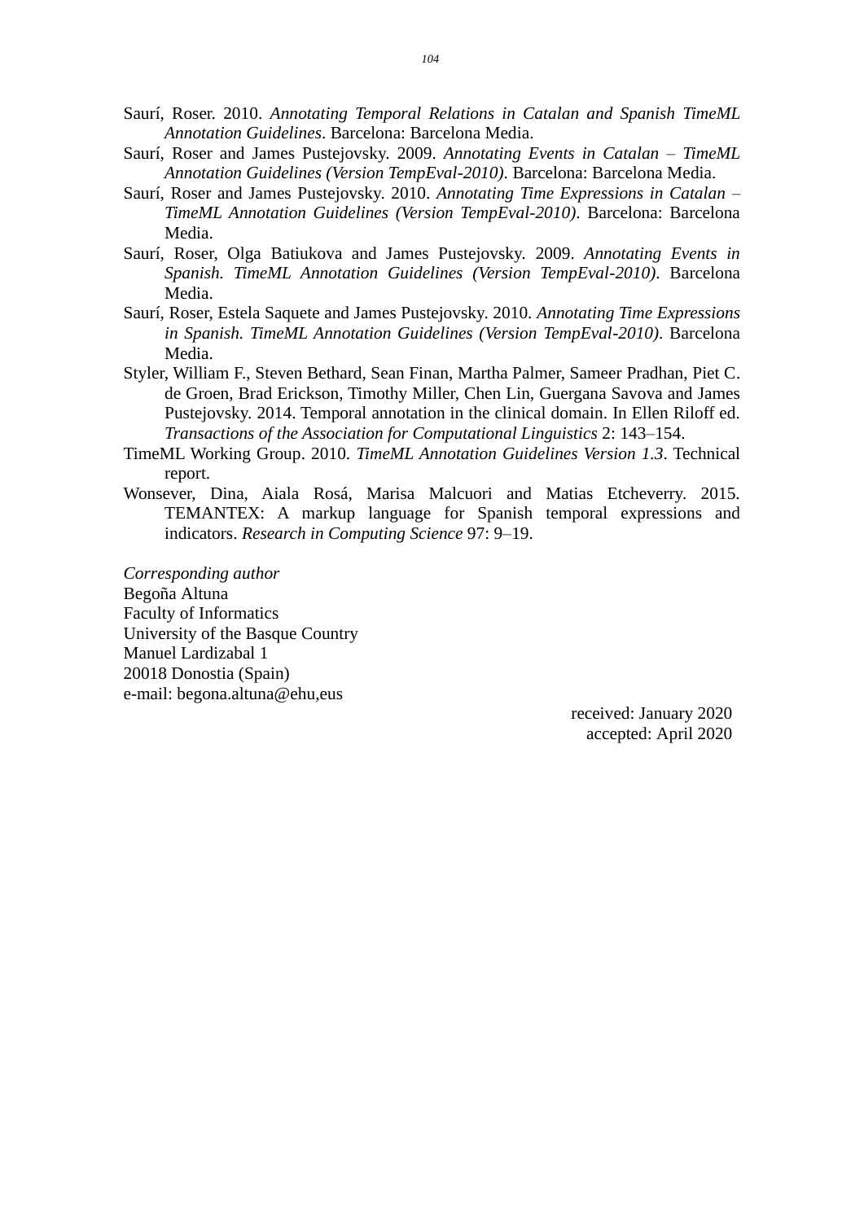Saurí, Roser. 2010. *Annotating Temporal Relations in Catalan and Spanish TimeML Annotation Guidelines*. Barcelona: Barcelona Media.

Saurí, Roser and James Pustejovsky. 2009. *Annotating Events in Catalan – TimeML Annotation Guidelines (Version TempEval-2010)*. Barcelona: Barcelona Media.

Saurí, Roser and James Pustejovsky. 2010. *Annotating Time Expressions in Catalan – TimeML Annotation Guidelines (Version TempEval-2010)*. Barcelona: Barcelona Media.

Saurí, Roser, Olga Batiukova and James Pustejovsky. 2009. *Annotating Events in Spanish. TimeML Annotation Guidelines (Version TempEval-2010)*. Barcelona Media.

Saurí, Roser, Estela Saquete and James Pustejovsky. 2010. *Annotating Time Expressions in Spanish. TimeML Annotation Guidelines (Version TempEval-2010)*. Barcelona Media.

Styler, William F., Steven Bethard, Sean Finan, Martha Palmer, Sameer Pradhan, Piet C. de Groen, Brad Erickson, Timothy Miller, Chen Lin, Guergana Savova and James Pustejovsky. 2014. Temporal annotation in the clinical domain. In Ellen Riloff ed. *Transactions of the Association for Computational Linguistics* 2: 143–154.

TimeML Working Group. 2010. *TimeML Annotation Guidelines Version 1.3*. Technical report.

Wonsever, Dina, Aiala Rosá, Marisa Malcuori and Matias Etcheverry. 2015. TEMANTEX: A markup language for Spanish temporal expressions and indicators. *Research in Computing Science* 97: 9–19.

*Corresponding author*
Begoña Altuna
Faculty of Informatics
University of the Basque Country
Manuel Lardizabal 1
20018 Donostia (Spain)
e-mail: begona.altuna@ehu,eus

received: January 2020
accepted: April 2020